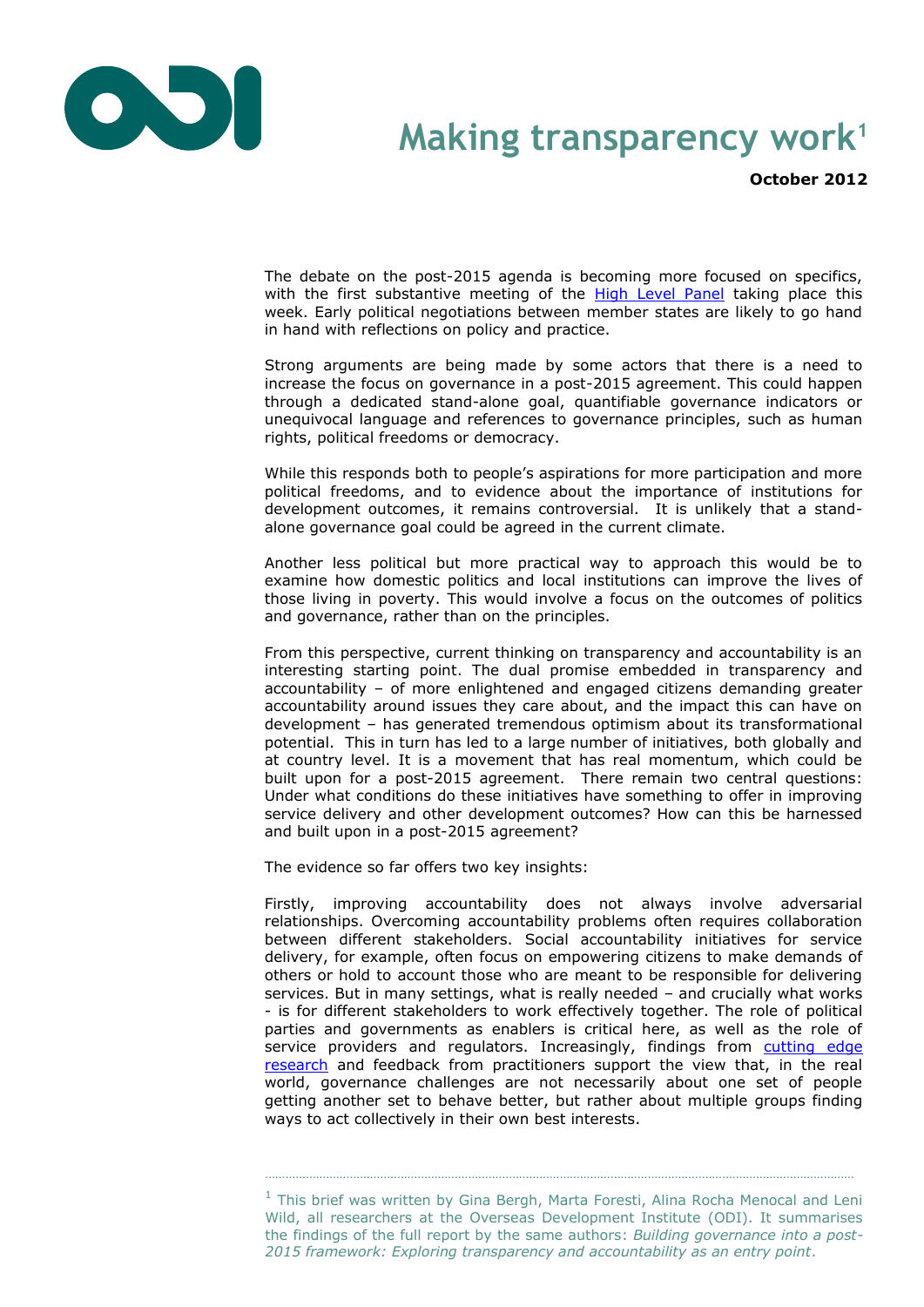# Making transparency work[1]

**October 2012**

The debate on the post-2015 agenda is becoming more focused on specifics, with the first substantive meeting of the High Level Panel taking place this week. Early political negotiations between member states are likely to go hand in hand with reflections on policy and practice.

Strong arguments are being made by some actors that there is a need to increase the focus on governance in a post-2015 agreement. This could happen through a dedicated stand-alone goal, quantifiable governance indicators or unequivocal language and references to governance principles, such as human rights, political freedoms or democracy.

While this responds both to people's aspirations for more participation and more political freedoms, and to evidence about the importance of institutions for development outcomes, it remains controversial. It is unlikely that a stand-alone governance goal could be agreed in the current climate.

Another less political but more practical way to approach this would be to examine how domestic politics and local institutions can improve the lives of those living in poverty. This would involve a focus on the outcomes of politics and governance, rather than on the principles.

From this perspective, current thinking on transparency and accountability is an interesting starting point. The dual promise embedded in transparency and accountability – of more enlightened and engaged citizens demanding greater accountability around issues they care about, and the impact this can have on development – has generated tremendous optimism about its transformational potential. This in turn has led to a large number of initiatives, both globally and at country level. It is a movement that has real momentum, which could be built upon for a post-2015 agreement. There remain two central questions: Under what conditions do these initiatives have something to offer in improving service delivery and other development outcomes? How can this be harnessed and built upon in a post-2015 agreement?

The evidence so far offers two key insights:

Firstly, improving accountability does not always involve adversarial relationships. Overcoming accountability problems often requires collaboration between different stakeholders. Social accountability initiatives for service delivery, for example, often focus on empowering citizens to make demands of others or hold to account those who are meant to be responsible for delivering services. But in many settings, what is really needed – and crucially what works - is for different stakeholders to work effectively together. The role of political parties and governments as enablers is critical here, as well as the role of service providers and regulators. Increasingly, findings from cutting edge research and feedback from practitioners support the view that, in the real world, governance challenges are not necessarily about one set of people getting another set to behave better, but rather about multiple groups finding ways to act collectively in their own best interests.

---

[1] This brief was written by Gina Bergh, Marta Foresti, Alina Rocha Menocal and Leni Wild, all researchers at the Overseas Development Institute (ODI). It summarises the findings of the full report by the same authors: *Building governance into a post-2015 framework: Exploring transparency and accountability as an entry point*.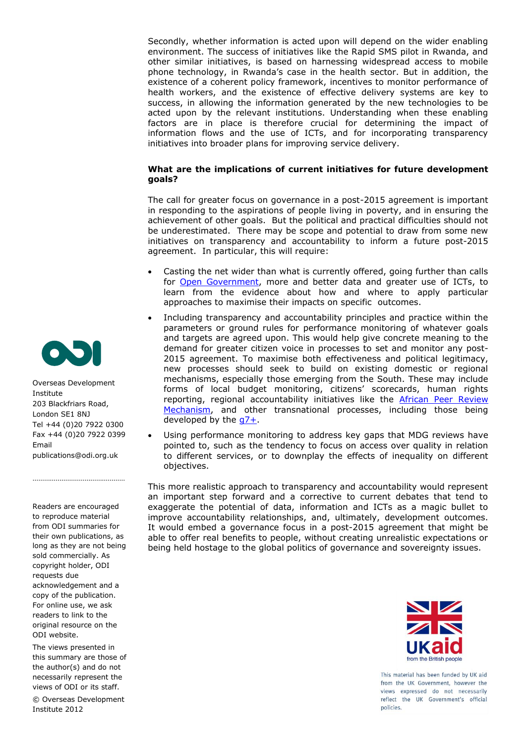Secondly, whether information is acted upon will depend on the wider enabling environment. The success of initiatives like the Rapid SMS pilot in Rwanda, and other similar initiatives, is based on harnessing widespread access to mobile phone technology, in Rwanda's case in the health sector. But in addition, the existence of a coherent policy framework, incentives to monitor performance of health workers, and the existence of effective delivery systems are key to success, in allowing the information generated by the new technologies to be acted upon by the relevant institutions. Understanding when these enabling factors are in place is therefore crucial for determining the impact of information flows and the use of ICTs, and for incorporating transparency initiatives into broader plans for improving service delivery.

**What are the implications of current initiatives for future development goals?**

The call for greater focus on governance in a post-2015 agreement is important in responding to the aspirations of people living in poverty, and in ensuring the achievement of other goals. But the political and practical difficulties should not be underestimated. There may be scope and potential to draw from some new initiatives on transparency and accountability to inform a future post-2015 agreement. In particular, this will require:

- Casting the net wider than what is currently offered, going further than calls for Open Government, more and better data and greater use of ICTs, to learn from the evidence about how and where to apply particular approaches to maximise their impacts on specific outcomes.
- Including transparency and accountability principles and practice within the parameters or ground rules for performance monitoring of whatever goals and targets are agreed upon. This would help give concrete meaning to the demand for greater citizen voice in processes to set and monitor any post-2015 agreement. To maximise both effectiveness and political legitimacy, new processes should seek to build on existing domestic or regional mechanisms, especially those emerging from the South. These may include forms of local budget monitoring, citizens' scorecards, human rights reporting, regional accountability initiatives like the African Peer Review Mechanism, and other transnational processes, including those being developed by the g7+.
- Using performance monitoring to address key gaps that MDG reviews have pointed to, such as the tendency to focus on access over quality in relation to different services, or to downplay the effects of inequality on different objectives.

This more realistic approach to transparency and accountability would represent an important step forward and a corrective to current debates that tend to exaggerate the potential of data, information and ICTs as a magic bullet to improve accountability relationships, and, ultimately, development outcomes. It would embed a governance focus in a post-2015 agreement that might be able to offer real benefits to people, without creating unrealistic expectations or being held hostage to the global politics of governance and sovereignty issues.

ODI

Overseas Development Institute
203 Blackfriars Road,
London SE1 8NJ
Tel +44 (0)20 7922 0300
Fax +44 (0)20 7922 0399
Email
publications@odi.org.uk

Readers are encouraged to reproduce material from ODI summaries for their own publications, as long as they are not being sold commercially. As copyright holder, ODI requests due acknowledgement and a copy of the publication. For online use, we ask readers to link to the original resource on the ODI website.

The views presented in this summary are those of the author(s) and do not necessarily represent the views of ODI or its staff.

© Overseas Development Institute 2012

UKaid
from the British people

This material has been funded by UK aid from the UK Government, however the views expressed do not necessarily reflect the UK Government's official policies.